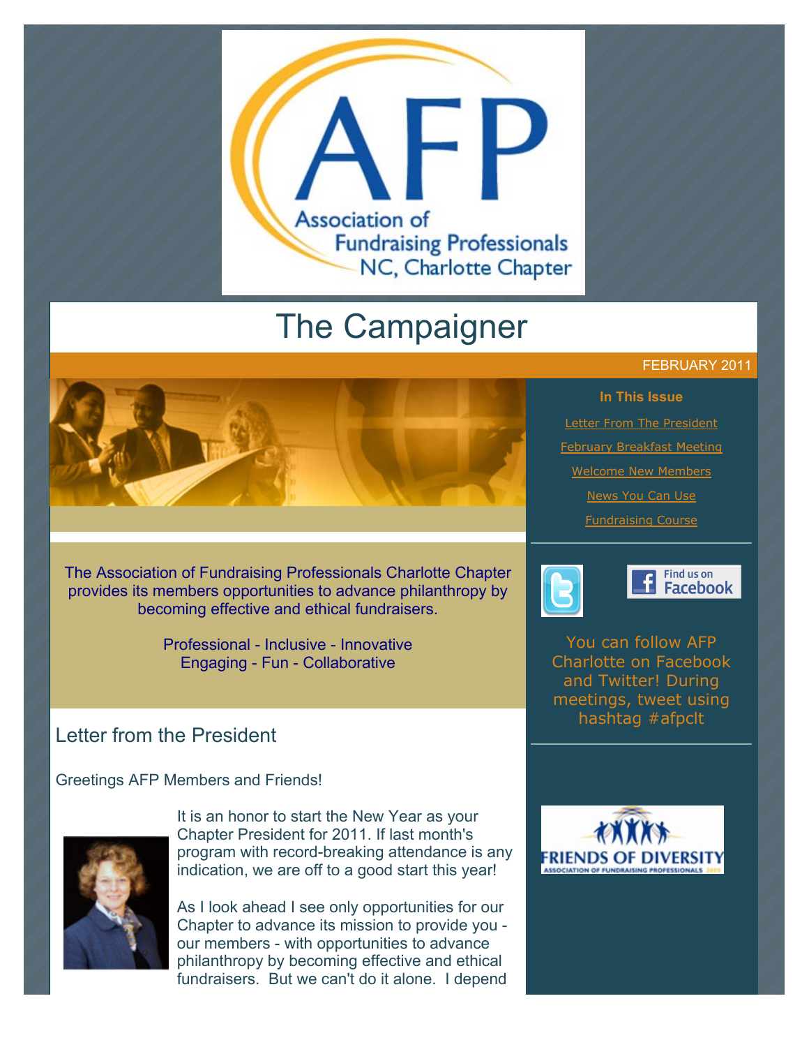Association of Fundraising Professionals NC, Charlotte Chapter

# The Campaigner

FEBRUARY 2011

**In This Issue**

- Letter From The President
- February Breakfast Meeting
- Welcome New Members
- News You Can Use
- Fundraising Course

The Association of Fundraising Professionals Charlotte Chapter provides its members opportunities to advance philanthropy by becoming effective and ethical fundraisers.

Professional - Inclusive - Innovative
Engaging - Fun - Collaborative

Find us on Facebook

You can follow AFP Charlotte on Facebook and Twitter! During meetings, tweet using hashtag #afpclt

FRIENDS OF DIVERSITY
ASSOCIATION OF FUNDRAISING PROFESSIONALS

## Letter from the President

Greetings AFP Members and Friends!

It is an honor to start the New Year as your Chapter President for 2011. If last month's program with record-breaking attendance is any indication, we are off to a good start this year!

As I look ahead I see only opportunities for our Chapter to advance its mission to provide you - our members - with opportunities to advance philanthropy by becoming effective and ethical fundraisers. But we can't do it alone. I depend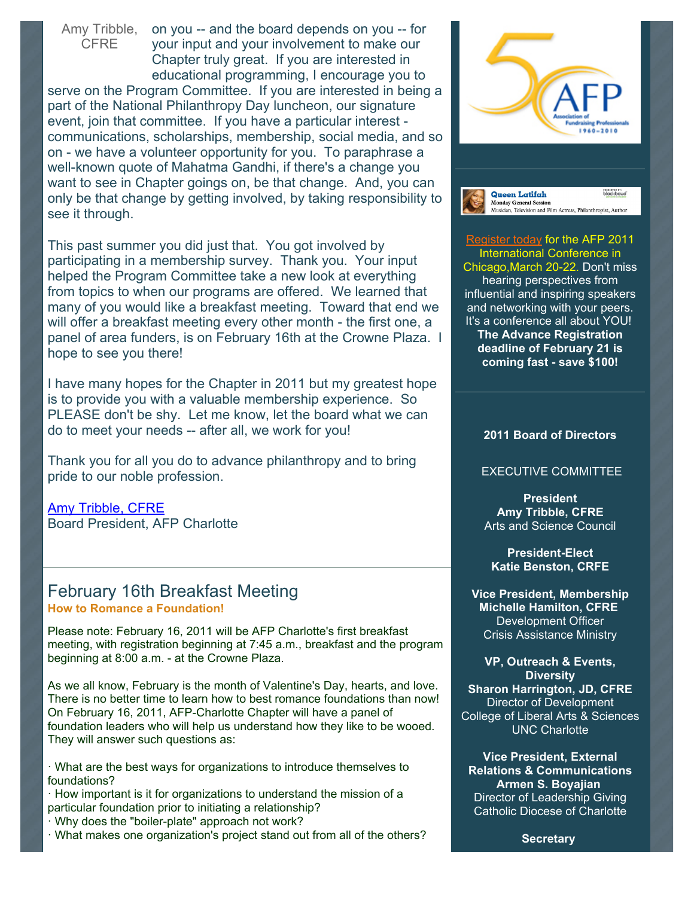Amy Tribble, CFRE

on you -- and the board depends on you -- for your input and your involvement to make our Chapter truly great. If you are interested in educational programming, I encourage you to serve on the Program Committee. If you are interested in being a part of the National Philanthropy Day luncheon, our signature event, join that committee. If you have a particular interest - communications, scholarships, membership, social media, and so on - we have a volunteer opportunity for you. To paraphrase a well-known quote of Mahatma Gandhi, if there's a change you want to see in Chapter goings on, be that change. And, you can only be that change by getting involved, by taking responsibility to see it through.

This past summer you did just that. You got involved by participating in a membership survey. Thank you. Your input helped the Program Committee take a new look at everything from topics to when our programs are offered. We learned that many of you would like a breakfast meeting. Toward that end we will offer a breakfast meeting every other month - the first one, a panel of area funders, is on February 16th at the Crowne Plaza. I hope to see you there!

I have many hopes for the Chapter in 2011 but my greatest hope is to provide you with a valuable membership experience. So PLEASE don't be shy. Let me know, let the board what we can do to meet your needs -- after all, we work for you!

Thank you for all you do to advance philanthropy and to bring pride to our noble profession.

Amy Tribble, CFRE
Board President, AFP Charlotte

## February 16th Breakfast Meeting

**How to Romance a Foundation!**

Please note: February 16, 2011 will be AFP Charlotte's first breakfast meeting, with registration beginning at 7:45 a.m., breakfast and the program beginning at 8:00 a.m. - at the Crowne Plaza.

As we all know, February is the month of Valentine's Day, hearts, and love. There is no better time to learn how to best romance foundations than now! On February 16, 2011, AFP-Charlotte Chapter will have a panel of foundation leaders who will help us understand how they like to be wooed. They will answer such questions as:

- What are the best ways for organizations to introduce themselves to foundations?
- How important is it for organizations to understand the mission of a particular foundation prior to initiating a relationship?
- Why does the "boiler-plate" approach not work?
- What makes one organization's project stand out from all of the others?

---

**Queen Latifah**
Monday General Session
Musician, Television and Film Actress, Philanthropist, Author

Register today for the AFP 2011 International Conference in Chicago,March 20-22. Don't miss hearing perspectives from influential and inspiring speakers and networking with your peers. It's a conference all about YOU! **The Advance Registration deadline of February 21 is coming fast - save $100!**

**2011 Board of Directors**

EXECUTIVE COMMITTEE

**President**
**Amy Tribble, CFRE**
Arts and Science Council

**President-Elect**
**Katie Benston, CRFE**

**Vice President, Membership**
**Michelle Hamilton, CFRE**
Development Officer
Crisis Assistance Ministry

**VP, Outreach & Events, Diversity**
**Sharon Harrington, JD, CFRE**
Director of Development
College of Liberal Arts & Sciences
UNC Charlotte

**Vice President, External Relations & Communications**
**Armen S. Boyajian**
Director of Leadership Giving
Catholic Diocese of Charlotte

**Secretary**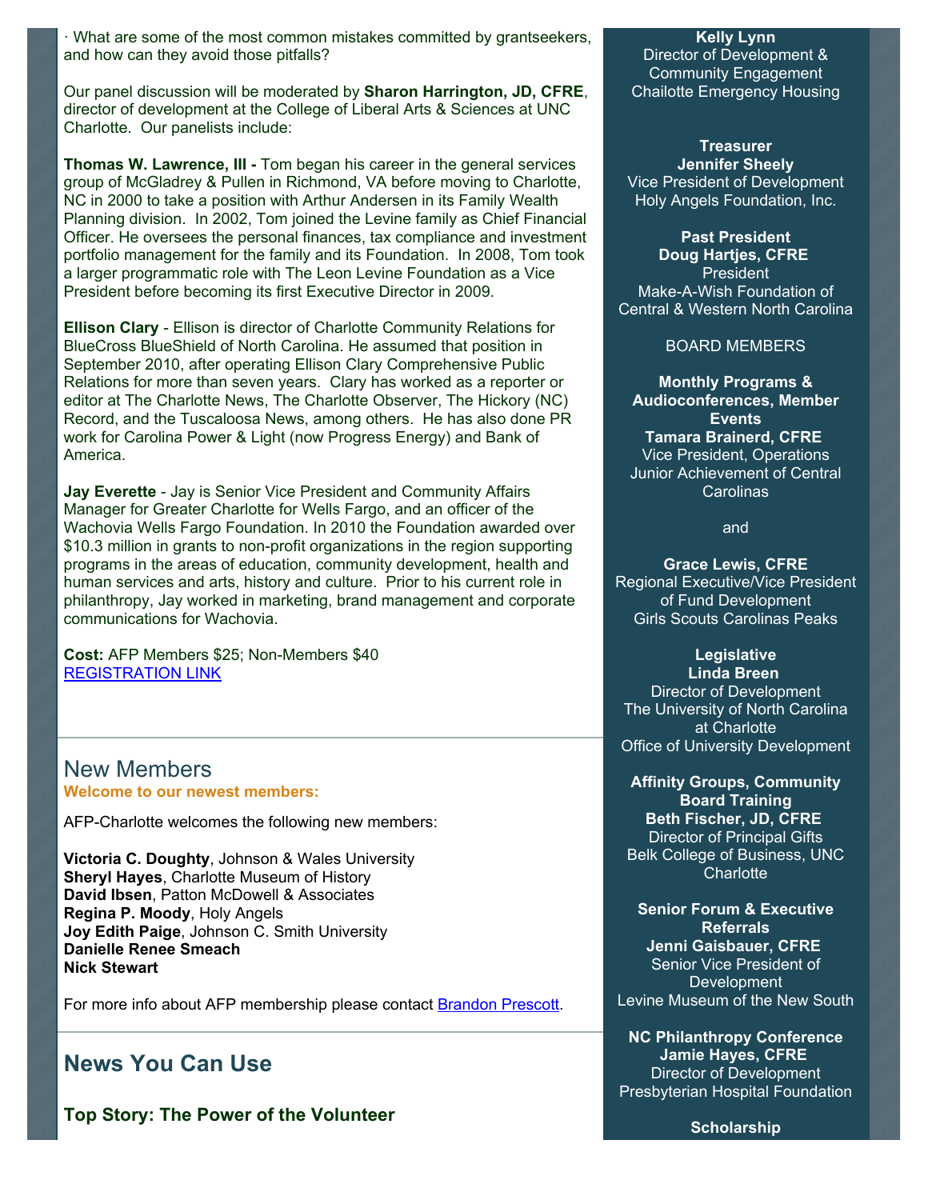· What are some of the most common mistakes committed by grantseekers, and how can they avoid those pitfalls?

Our panel discussion will be moderated by **Sharon Harrington, JD, CFRE**, director of development at the College of Liberal Arts & Sciences at UNC Charlotte. Our panelists include:

**Thomas W. Lawrence, III -** Tom began his career in the general services group of McGladrey & Pullen in Richmond, VA before moving to Charlotte, NC in 2000 to take a position with Arthur Andersen in its Family Wealth Planning division. In 2002, Tom joined the Levine family as Chief Financial Officer. He oversees the personal finances, tax compliance and investment portfolio management for the family and its Foundation. In 2008, Tom took a larger programmatic role with The Leon Levine Foundation as a Vice President before becoming its first Executive Director in 2009.

**Ellison Clary** - Ellison is director of Charlotte Community Relations for BlueCross BlueShield of North Carolina. He assumed that position in September 2010, after operating Ellison Clary Comprehensive Public Relations for more than seven years. Clary has worked as a reporter or editor at The Charlotte News, The Charlotte Observer, The Hickory (NC) Record, and the Tuscaloosa News, among others. He has also done PR work for Carolina Power & Light (now Progress Energy) and Bank of America.

**Jay Everette** - Jay is Senior Vice President and Community Affairs Manager for Greater Charlotte for Wells Fargo, and an officer of the Wachovia Wells Fargo Foundation. In 2010 the Foundation awarded over $10.3 million in grants to non-profit organizations in the region supporting programs in the areas of education, community development, health and human services and arts, history and culture. Prior to his current role in philanthropy, Jay worked in marketing, brand management and corporate communications for Wachovia.

**Cost:** AFP Members $25; Non-Members $40
REGISTRATION LINK

## New Members

**Welcome to our newest members:**

AFP-Charlotte welcomes the following new members:

**Victoria C. Doughty**, Johnson & Wales University
**Sheryl Hayes**, Charlotte Museum of History
**David Ibsen**, Patton McDowell & Associates
**Regina P. Moody**, Holy Angels
**Joy Edith Paige**, Johnson C. Smith University
**Danielle Renee Smeach**
**Nick Stewart**

For more info about AFP membership please contact Brandon Prescott.

## News You Can Use

### Top Story: The Power of the Volunteer

**Kelly Lynn**
Director of Development & Community Engagement
Chailotte Emergency Housing

**Treasurer**
**Jennifer Sheely**
Vice President of Development
Holy Angels Foundation, Inc.

**Past President**
**Doug Hartjes, CFRE**
President
Make-A-Wish Foundation of Central & Western North Carolina

BOARD MEMBERS

**Monthly Programs & Audioconferences, Member Events**
**Tamara Brainerd, CFRE**
Vice President, Operations
Junior Achievement of Central Carolinas

and

**Grace Lewis, CFRE**
Regional Executive/Vice President of Fund Development
Girls Scouts Carolinas Peaks

**Legislative**
**Linda Breen**
Director of Development
The University of North Carolina at Charlotte
Office of University Development

**Affinity Groups, Community Board Training**
**Beth Fischer, JD, CFRE**
Director of Principal Gifts
Belk College of Business, UNC Charlotte

**Senior Forum & Executive Referrals**
**Jenni Gaisbauer, CFRE**
Senior Vice President of Development
Levine Museum of the New South

**NC Philanthropy Conference**
**Jamie Hayes, CFRE**
Director of Development
Presbyterian Hospital Foundation

**Scholarship**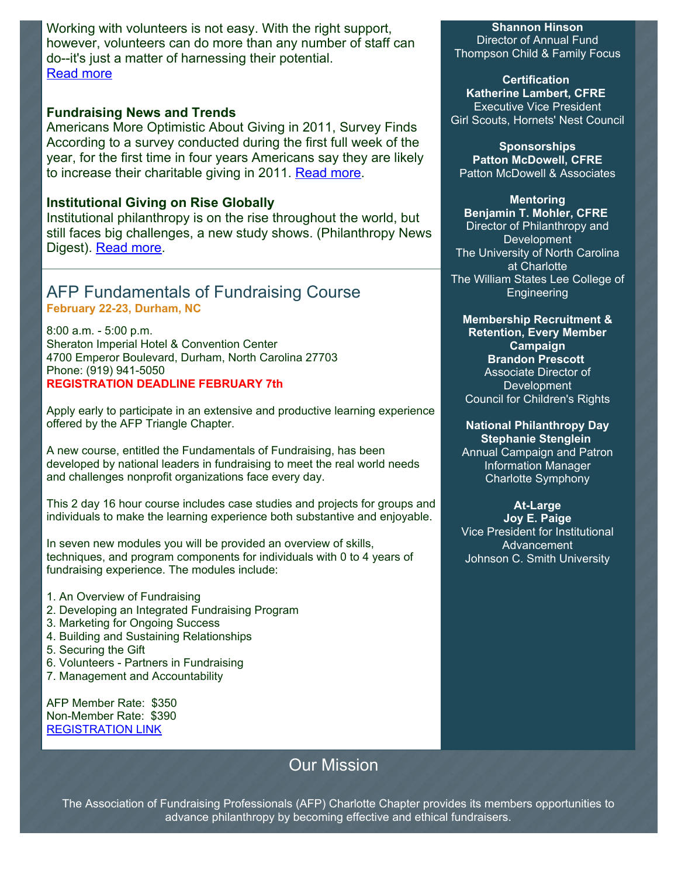Working with volunteers is not easy. With the right support, however, volunteers can do more than any number of staff can do--it's just a matter of harnessing their potential.
Read more

**Fundraising News and Trends**
Americans More Optimistic About Giving in 2011, Survey Finds
According to a survey conducted during the first full week of the year, for the first time in four years Americans say they are likely to increase their charitable giving in 2011. Read more.

**Institutional Giving on Rise Globally**
Institutional philanthropy is on the rise throughout the world, but still faces big challenges, a new study shows. (Philanthropy News Digest). Read more.

## AFP Fundamentals of Fundraising Course

**February 22-23, Durham, NC**

8:00 a.m. - 5:00 p.m.
Sheraton Imperial Hotel & Convention Center
4700 Emperor Boulevard, Durham, North Carolina 27703
Phone: (919) 941-5050
**REGISTRATION DEADLINE FEBRUARY 7th**

Apply early to participate in an extensive and productive learning experience offered by the AFP Triangle Chapter.

A new course, entitled the Fundamentals of Fundraising, has been developed by national leaders in fundraising to meet the real world needs and challenges nonprofit organizations face every day.

This 2 day 16 hour course includes case studies and projects for groups and individuals to make the learning experience both substantive and enjoyable.

In seven new modules you will be provided an overview of skills, techniques, and program components for individuals with 0 to 4 years of fundraising experience. The modules include:

1. An Overview of Fundraising
2. Developing an Integrated Fundraising Program
3. Marketing for Ongoing Success
4. Building and Sustaining Relationships
5. Securing the Gift
6. Volunteers - Partners in Fundraising
7. Management and Accountability

AFP Member Rate: $350
Non-Member Rate: $390
REGISTRATION LINK

**Shannon Hinson**
Director of Annual Fund
Thompson Child & Family Focus

**Certification**
**Katherine Lambert, CFRE**
Executive Vice President
Girl Scouts, Hornets' Nest Council

**Sponsorships**
**Patton McDowell, CFRE**
Patton McDowell & Associates

**Mentoring**
**Benjamin T. Mohler, CFRE**
Director of Philanthropy and Development
The University of North Carolina at Charlotte
The William States Lee College of Engineering

**Membership Recruitment & Retention, Every Member Campaign**
**Brandon Prescott**
Associate Director of Development
Council for Children's Rights

**National Philanthropy Day**
**Stephanie Stenglein**
Annual Campaign and Patron Information Manager
Charlotte Symphony

**At-Large**
**Joy E. Paige**
Vice President for Institutional Advancement
Johnson C. Smith University

## Our Mission

The Association of Fundraising Professionals (AFP) Charlotte Chapter provides its members opportunities to advance philanthropy by becoming effective and ethical fundraisers.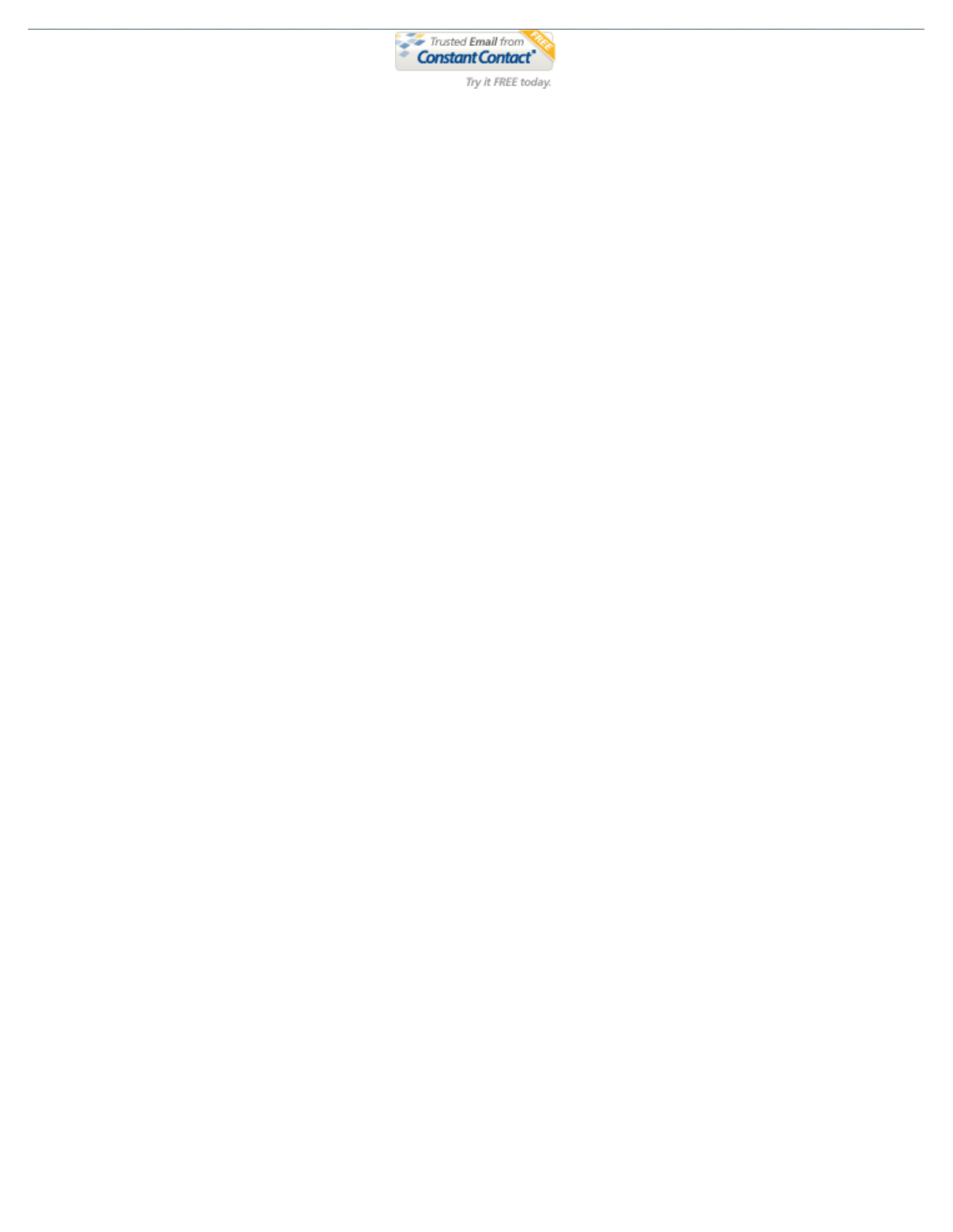Trusted Email from Constant Contact FREE

Try it FREE today.